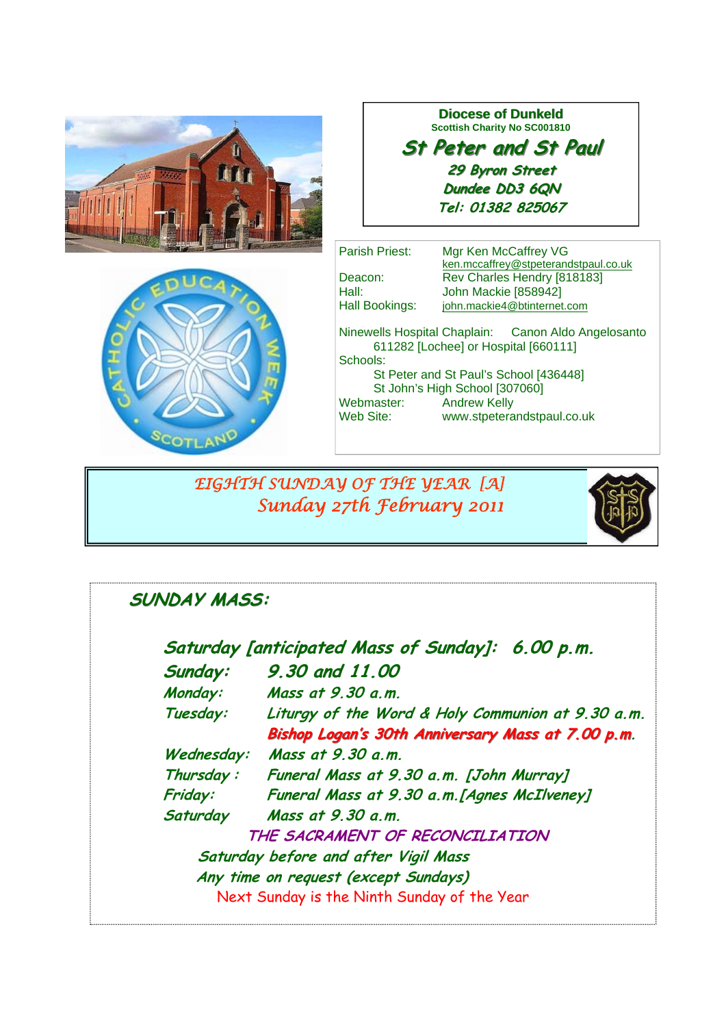**Diocese of Dunkeld**
Scottish Charity No SC001810

# St Peter and St Paul

*29 Byron Street*
*Dundee DD3 6QN*
*Tel: 01382 825067*

| | |
|---|---|
| Parish Priest: | Mgr Ken McCaffrey VG |
| | ken.mccaffrey@stpeterandstpaul.co.uk |
| Deacon: | Rev Charles Hendry [818183] |
| Hall: | John Mackie [858942] |
| Hall Bookings: | john.mackie4@btinternet.com |

Ninewells Hospital Chaplain: Canon Aldo Angelosanto
611282 [Lochee] or Hospital [660111]

Schools:
St Peter and St Paul's School [436448]
St John's High School [307060]

| | |
|---|---|
| Webmaster: | Andrew Kelly |
| Web Site: | www.stpeterandstpaul.co.uk |

## *EIGHTH SUNDAY OF THE YEAR [A]*
## *Sunday 27th February 2011*

## SUNDAY MASS:

***Saturday [anticipated Mass of Sunday]: 6.00 p.m.***

| | |
|---|---|
| ***Sunday:*** | ***9.30 and 11.00*** |
| *Monday:* | *Mass at 9.30 a.m.* |
| *Tuesday:* | *Liturgy of the Word & Holy Communion at 9.30 a.m.* |
| | ***Bishop Logan's 30th Anniversary Mass at 7.00 p.m.*** |
| *Wednesday:* | *Mass at 9.30 a.m.* |
| *Thursday :* | *Funeral Mass at 9.30 a.m. [John Murray]* |
| *Friday:* | *Funeral Mass at 9.30 a.m.[Agnes McIlveney]* |
| *Saturday* | *Mass at 9.30 a.m.* |

*THE SACRAMENT OF RECONCILIATION*

*Saturday before and after Vigil Mass*

*Any time on request (except Sundays)*

Next Sunday is the Ninth Sunday of the Year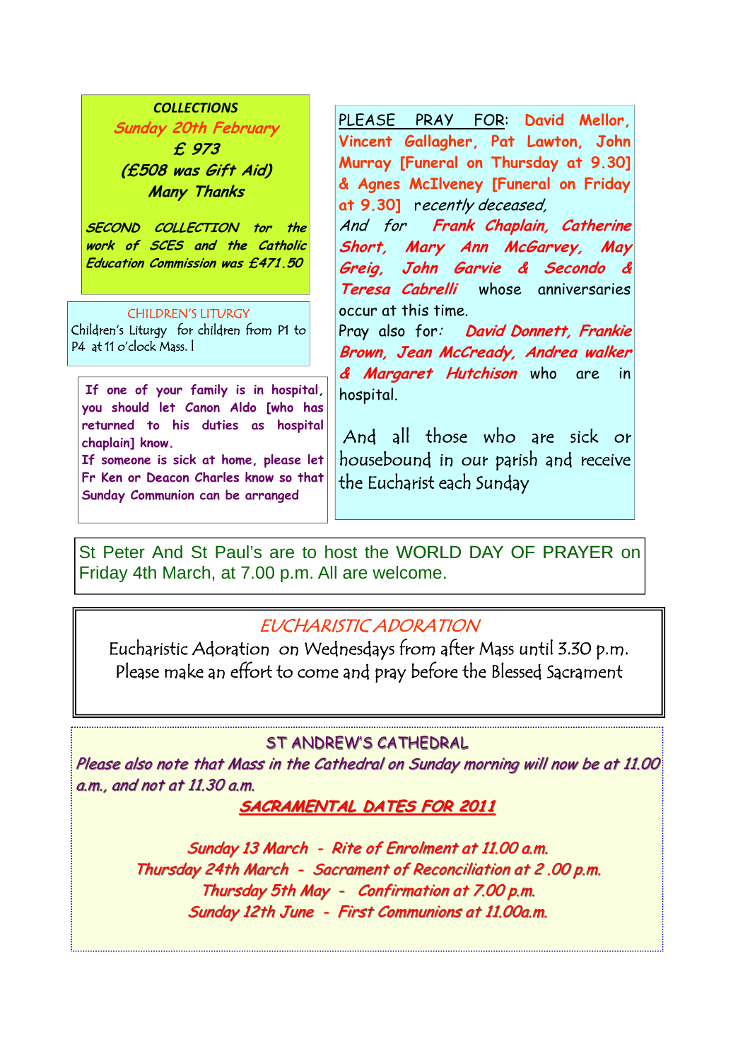**COLLECTIONS**

*Sunday 20th February*

*£ 973*

*(£508 was Gift Aid)*

*Many Thanks*

*SECOND COLLECTION for the work of SCES and the Catholic Education Commission was £471.50*

CHILDREN'S LITURGY

Children's Liturgy for children from P1 to P4 at 11 o'clock Mass. l

If one of your family is in hospital, you should let Canon Aldo [who has returned to his duties as hospital chaplain] know.

If someone is sick at home, please let Fr Ken or Deacon Charles know so that Sunday Communion can be arranged

PLEASE PRAY FOR: **David Mellor, Vincent Gallagher, Pat Lawton, John Murray [Funeral on Thursday at 9.30] & Agnes McIlveney [Funeral on Friday at 9.30]** *recently deceased,*

*And for* ***Frank Chaplain, Catherine Short, Mary Ann McGarvey, May Greig, John Garvie & Secondo & Teresa Cabrelli*** whose anniversaries occur at this time.

Pray also for: ***David Donnett, Frankie Brown, Jean McCready, Andrea walker & Margaret Hutchison*** who are in hospital.

And all those who are sick or housebound in our parish and receive the Eucharist each Sunday

St Peter And St Paul's are to host the WORLD DAY OF PRAYER on Friday 4th March, at 7.00 p.m. All are welcome.

*EUCHARISTIC ADORATION*

Eucharistic Adoration on Wednesdays from after Mass until 3.30 p.m.
Please make an effort to come and pray before the Blessed Sacrament

**ST ANDREW'S CATHEDRAL**

*Please also note that Mass in the Cathedral on Sunday morning will now be at 11.00 a.m., and not at 11.30 a.m.*

***SACRAMENTAL DATES FOR 2011***

*Sunday 13 March - Rite of Enrolment at 11.00 a.m.*
*Thursday 24th March - Sacrament of Reconciliation at 2 .00 p.m.*
*Thursday 5th May - Confirmation at 7.00 p.m.*
*Sunday 12th June - First Communions at 11.00a.m.*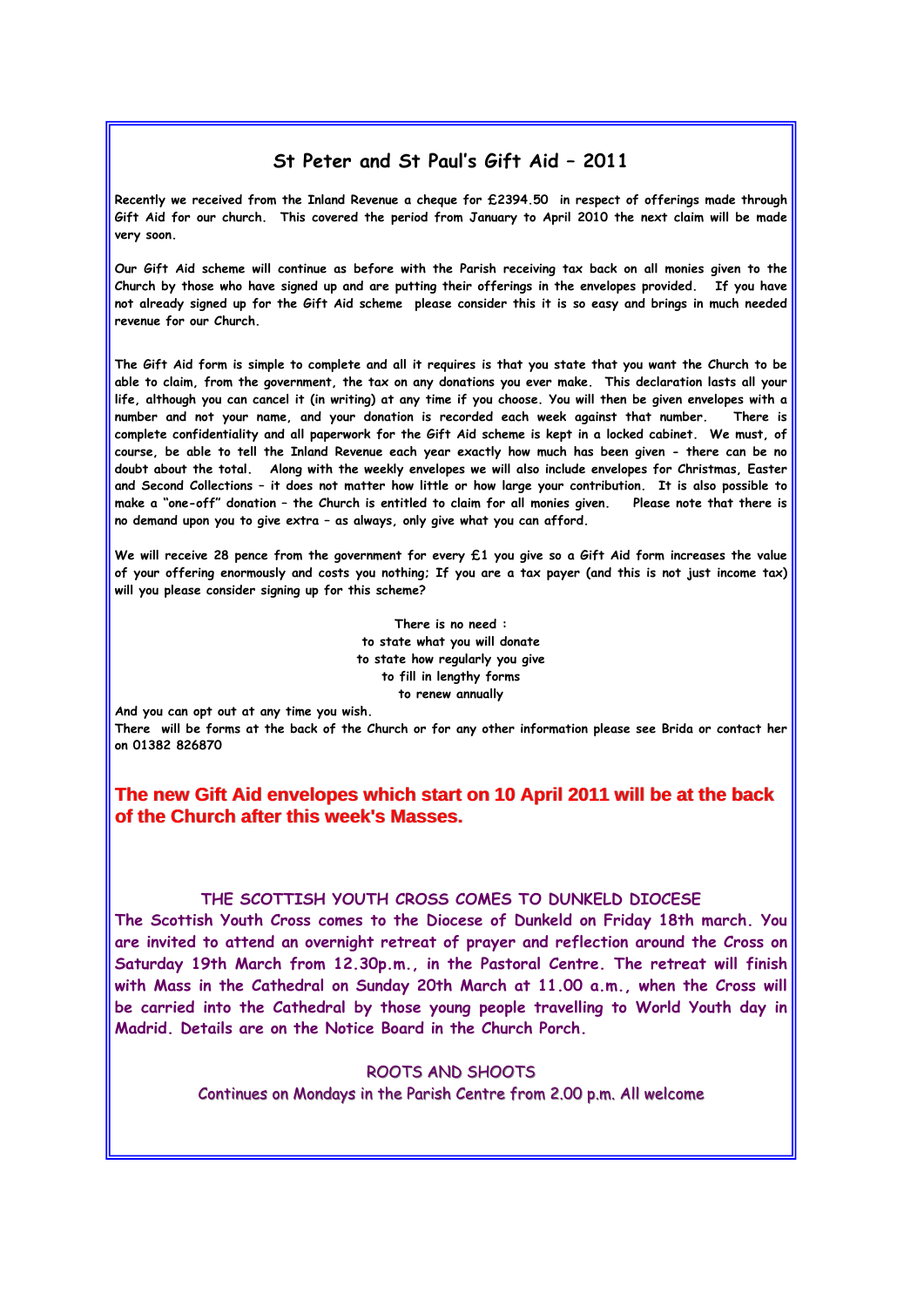## St Peter and St Paul's Gift Aid – 2011

**Recently we received from the Inland Revenue a cheque for £2394.50 in respect of offerings made through Gift Aid for our church. This covered the period from January to April 2010 the next claim will be made very soon.**

**Our Gift Aid scheme will continue as before with the Parish receiving tax back on all monies given to the Church by those who have signed up and are putting their offerings in the envelopes provided. If you have not already signed up for the Gift Aid scheme please consider this it is so easy and brings in much needed revenue for our Church.**

**The Gift Aid form is simple to complete and all it requires is that you state that you want the Church to be able to claim, from the government, the tax on any donations you ever make. This declaration lasts all your life, although you can cancel it (in writing) at any time if you choose. You will then be given envelopes with a number and not your name, and your donation is recorded each week against that number. There is complete confidentiality and all paperwork for the Gift Aid scheme is kept in a locked cabinet. We must, of course, be able to tell the Inland Revenue each year exactly how much has been given - there can be no doubt about the total. Along with the weekly envelopes we will also include envelopes for Christmas, Easter and Second Collections – it does not matter how little or how large your contribution. It is also possible to make a "one-off" donation – the Church is entitled to claim for all monies given. Please note that there is no demand upon you to give extra – as always, only give what you can afford.**

**We will receive 28 pence from the government for every £1 you give so a Gift Aid form increases the value of your offering enormously and costs you nothing; If you are a tax payer (and this is not just income tax) will you please consider signing up for this scheme?**

**There is no need :**
**to state what you will donate**
**to state how regularly you give**
**to fill in lengthy forms**
**to renew annually**

**And you can opt out at any time you wish.**
**There will be forms at the back of the Church or for any other information please see Brida or contact her on 01382 826870**

**The new Gift Aid envelopes which start on 10 April 2011 will be at the back of the Church after this week's Masses.**

### THE SCOTTISH YOUTH CROSS COMES TO DUNKELD DIOCESE

**The Scottish Youth Cross comes to the Diocese of Dunkeld on Friday 18th march. You are invited to attend an overnight retreat of prayer and reflection around the Cross on Saturday 19th March from 12.30p.m., in the Pastoral Centre. The retreat will finish with Mass in the Cathedral on Sunday 20th March at 11.00 a.m., when the Cross will be carried into the Cathedral by those young people travelling to World Youth day in Madrid. Details are on the Notice Board in the Church Porch.**

### ROOTS AND SHOOTS

Continues on Mondays in the Parish Centre from 2.00 p.m. All welcome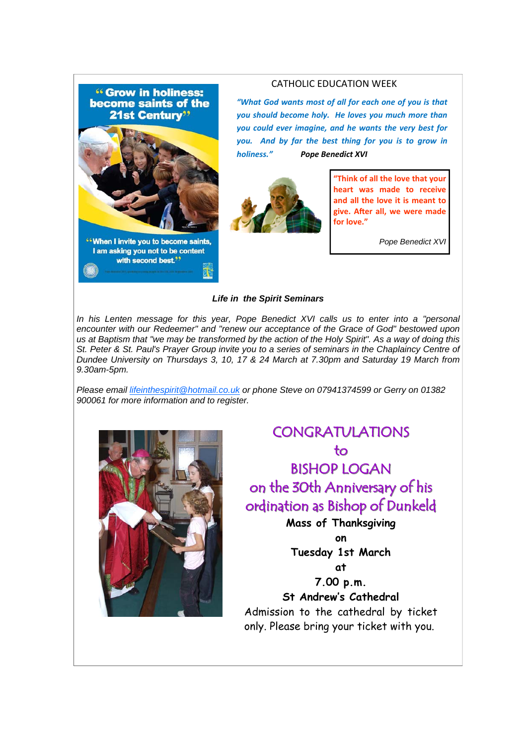"Grow in holiness: become saints of the 21st Century"

"When I invite you to become saints, I am asking you not to be content with second best."

## CATHOLIC EDUCATION WEEK

*"What God wants most of all for each one of you is that you should become holy. He loves you much more than you could ever imagine, and he wants the very best for you. And by far the best thing for you is to grow in holiness."* **Pope Benedict XVI**

**"Think of all the love that your heart was made to receive and all the love it is meant to give. After all, we were made for love."**

*Pope Benedict XVI*

### *Life in the Spirit Seminars*

*In his Lenten message for this year, Pope Benedict XVI calls us to enter into a "personal encounter with our Redeemer" and "renew our acceptance of the Grace of God" bestowed upon us at Baptism that "we may be transformed by the action of the Holy Spirit". As a way of doing this St. Peter & St. Paul's Prayer Group invite you to a series of seminars in the Chaplaincy Centre of Dundee University on Thursdays 3, 10, 17 & 24 March at 7.30pm and Saturday 19 March from 9.30am-5pm.*

*Please email lifeinthespirit@hotmail.co.uk or phone Steve on 07941374599 or Gerry on 01382 900061 for more information and to register.*

## CONGRATULATIONS to BISHOP LOGAN on the 30th Anniversary of his ordination as Bishop of Dunkeld

**Mass of Thanksgiving**
**on**
**Tuesday 1st March**
**at**
**7.00 p.m.**
**St Andrew's Cathedral**

Admission to the cathedral by ticket only. Please bring your ticket with you.